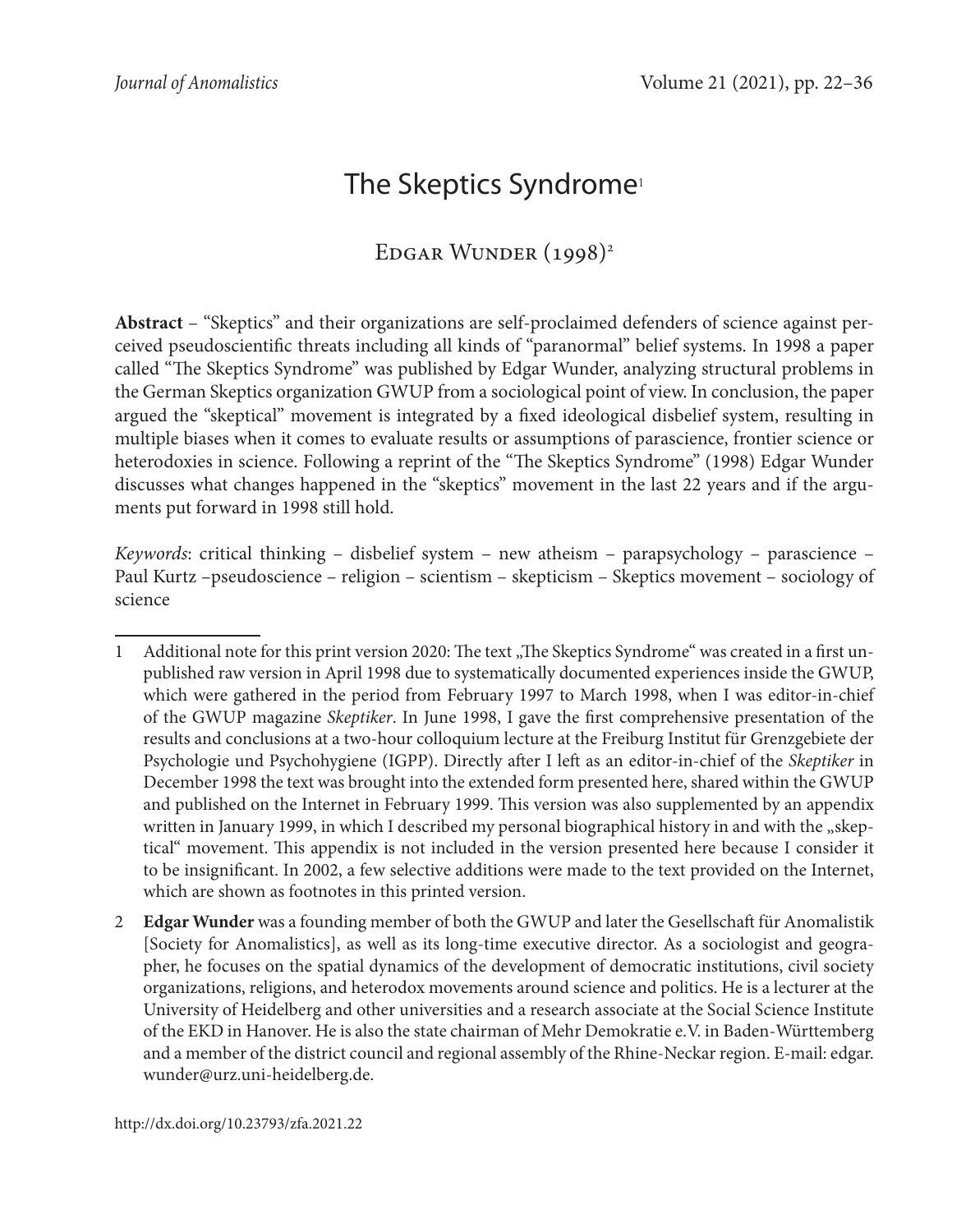# The Skeptics Syndrome[1]

Edgar Wunder (1998)[2]

**Abstract** – "Skeptics" and their organizations are self-proclaimed defenders of science against perceived pseudoscientific threats including all kinds of "paranormal" belief systems. In 1998 a paper called "The Skeptics Syndrome" was published by Edgar Wunder, analyzing structural problems in the German Skeptics organization GWUP from a sociological point of view. In conclusion, the paper argued the "skeptical" movement is integrated by a fixed ideological disbelief system, resulting in multiple biases when it comes to evaluate results or assumptions of parascience, frontier science or heterodoxies in science. Following a reprint of the "The Skeptics Syndrome" (1998) Edgar Wunder discusses what changes happened in the "skeptics" movement in the last 22 years and if the arguments put forward in 1998 still hold.

*Keywords*: critical thinking – disbelief system – new atheism – parapsychology – parascience – Paul Kurtz –pseudoscience – religion – scientism – skepticism – Skeptics movement – sociology of science

---

1 Additional note for this print version 2020: The text „The Skeptics Syndrome" was created in a first unpublished raw version in April 1998 due to systematically documented experiences inside the GWUP, which were gathered in the period from February 1997 to March 1998, when I was editor-in-chief of the GWUP magazine *Skeptiker*. In June 1998, I gave the first comprehensive presentation of the results and conclusions at a two-hour colloquium lecture at the Freiburg Institut für Grenzgebiete der Psychologie und Psychohygiene (IGPP). Directly after I left as an editor-in-chief of the *Skeptiker* in December 1998 the text was brought into the extended form presented here, shared within the GWUP and published on the Internet in February 1999. This version was also supplemented by an appendix written in January 1999, in which I described my personal biographical history in and with the „skeptical" movement. This appendix is not included in the version presented here because I consider it to be insignificant. In 2002, a few selective additions were made to the text provided on the Internet, which are shown as footnotes in this printed version.

2 **Edgar Wunder** was a founding member of both the GWUP and later the Gesellschaft für Anomalistik [Society for Anomalistics], as well as its long-time executive director. As a sociologist and geographer, he focuses on the spatial dynamics of the development of democratic institutions, civil society organizations, religions, and heterodox movements around science and politics. He is a lecturer at the University of Heidelberg and other universities and a research associate at the Social Science Institute of the EKD in Hanover. He is also the state chairman of Mehr Demokratie e.V. in Baden-Württemberg and a member of the district council and regional assembly of the Rhine-Neckar region. E-mail: edgar.wunder@urz.uni-heidelberg.de.

http://dx.doi.org/10.23793/zfa.2021.22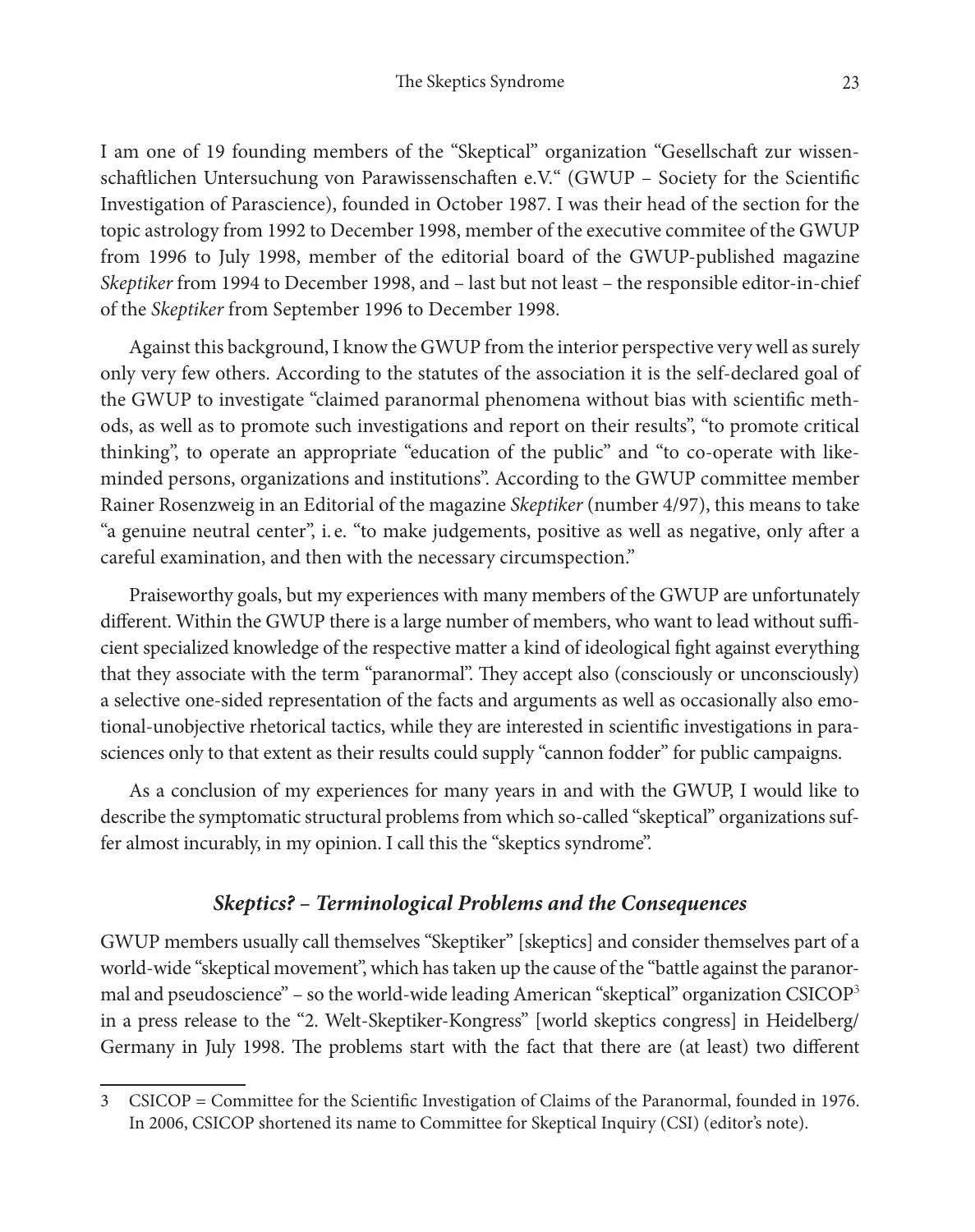I am one of 19 founding members of the "Skeptical" organization "Gesellschaft zur wissenschaftlichen Untersuchung von Parawissenschaften e.V." (GWUP – Society for the Scientific Investigation of Parascience), founded in October 1987. I was their head of the section for the topic astrology from 1992 to December 1998, member of the executive commitee of the GWUP from 1996 to July 1998, member of the editorial board of the GWUP-published magazine *Skeptiker* from 1994 to December 1998, and – last but not least – the responsible editor-in-chief of the *Skeptiker* from September 1996 to December 1998.

Against this background, I know the GWUP from the interior perspective very well as surely only very few others. According to the statutes of the association it is the self-declared goal of the GWUP to investigate "claimed paranormal phenomena without bias with scientific methods, as well as to promote such investigations and report on their results", "to promote critical thinking", to operate an appropriate "education of the public" and "to co-operate with like-minded persons, organizations and institutions". According to the GWUP committee member Rainer Rosenzweig in an Editorial of the magazine *Skeptiker* (number 4/97), this means to take "a genuine neutral center", i. e. "to make judgements, positive as well as negative, only after a careful examination, and then with the necessary circumspection."

Praiseworthy goals, but my experiences with many members of the GWUP are unfortunately different. Within the GWUP there is a large number of members, who want to lead without sufficient specialized knowledge of the respective matter a kind of ideological fight against everything that they associate with the term "paranormal". They accept also (consciously or unconsciously) a selective one-sided representation of the facts and arguments as well as occasionally also emotional-unobjective rhetorical tactics, while they are interested in scientific investigations in parasciences only to that extent as their results could supply "cannon fodder" for public campaigns.

As a conclusion of my experiences for many years in and with the GWUP, I would like to describe the symptomatic structural problems from which so-called "skeptical" organizations suffer almost incurably, in my opinion. I call this the "skeptics syndrome".

### *Skeptics? – Terminological Problems and the Consequences*

GWUP members usually call themselves "Skeptiker" [skeptics] and consider themselves part of a world-wide "skeptical movement", which has taken up the cause of the "battle against the paranormal and pseudoscience" – so the world-wide leading American "skeptical" organization CSICOP[3] in a press release to the "2. Welt-Skeptiker-Kongress" [world skeptics congress] in Heidelberg/Germany in July 1998. The problems start with the fact that there are (at least) two different

---

3 CSICOP = Committee for the Scientific Investigation of Claims of the Paranormal, founded in 1976. In 2006, CSICOP shortened its name to Committee for Skeptical Inquiry (CSI) (editor's note).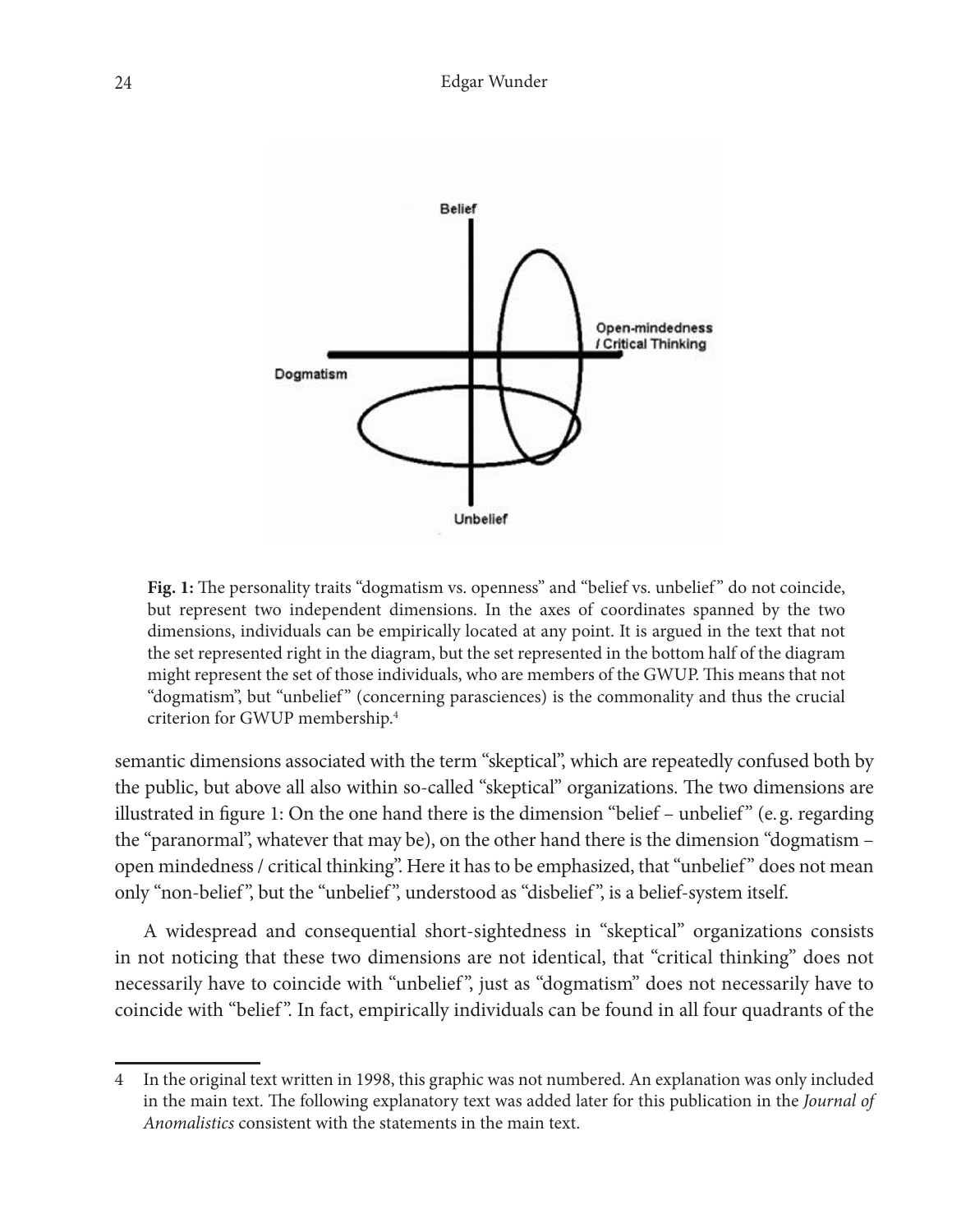**Fig. 1:** The personality traits "dogmatism vs. openness" and "belief vs. unbelief" do not coincide, but represent two independent dimensions. In the axes of coordinates spanned by the two dimensions, individuals can be empirically located at any point. It is argued in the text that not the set represented right in the diagram, but the set represented in the bottom half of the diagram might represent the set of those individuals, who are members of the GWUP. This means that not "dogmatism", but "unbelief" (concerning parasciences) is the commonality and thus the crucial criterion for GWUP membership.[4]

semantic dimensions associated with the term "skeptical", which are repeatedly confused both by the public, but above all also within so-called "skeptical" organizations. The two dimensions are illustrated in figure 1: On the one hand there is the dimension "belief – unbelief" (e. g. regarding the "paranormal", whatever that may be), on the other hand there is the dimension "dogmatism – open mindedness / critical thinking". Here it has to be emphasized, that "unbelief" does not mean only "non-belief", but the "unbelief", understood as "disbelief", is a belief-system itself.

A widespread and consequential short-sightedness in "skeptical" organizations consists in not noticing that these two dimensions are not identical, that "critical thinking" does not necessarily have to coincide with "unbelief", just as "dogmatism" does not necessarily have to coincide with "belief". In fact, empirically individuals can be found in all four quadrants of the

---

[4] In the original text written in 1998, this graphic was not numbered. An explanation was only included in the main text. The following explanatory text was added later for this publication in the *Journal of Anomalistics* consistent with the statements in the main text.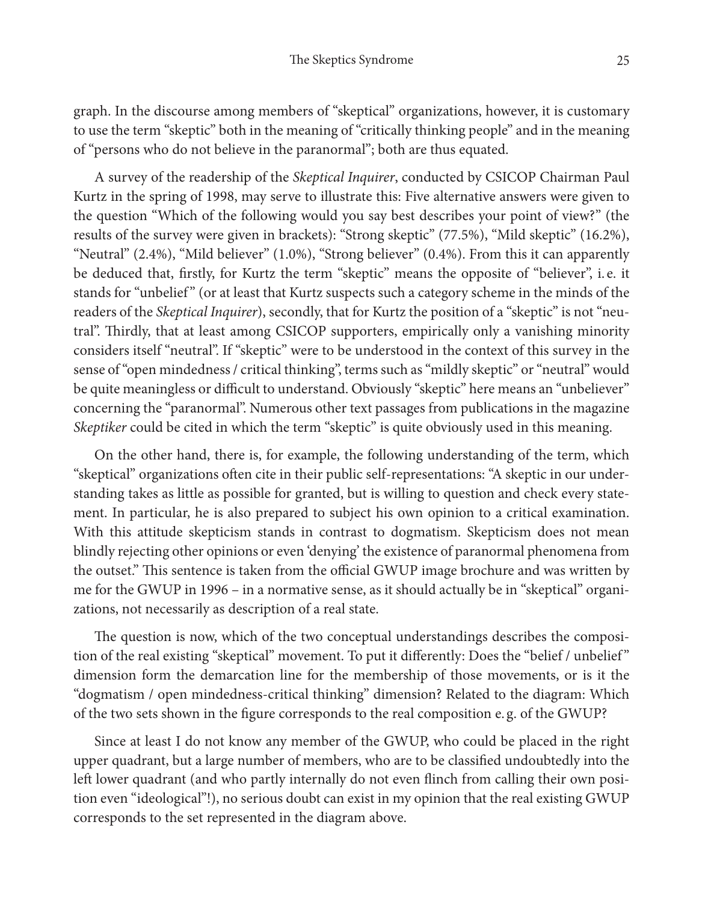graph. In the discourse among members of "skeptical" organizations, however, it is customary to use the term "skeptic" both in the meaning of "critically thinking people" and in the meaning of "persons who do not believe in the paranormal"; both are thus equated.

A survey of the readership of the *Skeptical Inquirer*, conducted by CSICOP Chairman Paul Kurtz in the spring of 1998, may serve to illustrate this: Five alternative answers were given to the question "Which of the following would you say best describes your point of view?" (the results of the survey were given in brackets): "Strong skeptic" (77.5%), "Mild skeptic" (16.2%), "Neutral" (2.4%), "Mild believer" (1.0%), "Strong believer" (0.4%). From this it can apparently be deduced that, firstly, for Kurtz the term "skeptic" means the opposite of "believer", i. e. it stands for "unbelief" (or at least that Kurtz suspects such a category scheme in the minds of the readers of the *Skeptical Inquirer*), secondly, that for Kurtz the position of a "skeptic" is not "neutral". Thirdly, that at least among CSICOP supporters, empirically only a vanishing minority considers itself "neutral". If "skeptic" were to be understood in the context of this survey in the sense of "open mindedness / critical thinking", terms such as "mildly skeptic" or "neutral" would be quite meaningless or difficult to understand. Obviously "skeptic" here means an "unbeliever" concerning the "paranormal". Numerous other text passages from publications in the magazine *Skeptiker* could be cited in which the term "skeptic" is quite obviously used in this meaning.

On the other hand, there is, for example, the following understanding of the term, which "skeptical" organizations often cite in their public self-representations: "A skeptic in our understanding takes as little as possible for granted, but is willing to question and check every statement. In particular, he is also prepared to subject his own opinion to a critical examination. With this attitude skepticism stands in contrast to dogmatism. Skepticism does not mean blindly rejecting other opinions or even 'denying' the existence of paranormal phenomena from the outset." This sentence is taken from the official GWUP image brochure and was written by me for the GWUP in 1996 – in a normative sense, as it should actually be in "skeptical" organizations, not necessarily as description of a real state.

The question is now, which of the two conceptual understandings describes the composition of the real existing "skeptical" movement. To put it differently: Does the "belief / unbelief" dimension form the demarcation line for the membership of those movements, or is it the "dogmatism / open mindedness-critical thinking" dimension? Related to the diagram: Which of the two sets shown in the figure corresponds to the real composition e. g. of the GWUP?

Since at least I do not know any member of the GWUP, who could be placed in the right upper quadrant, but a large number of members, who are to be classified undoubtedly into the left lower quadrant (and who partly internally do not even flinch from calling their own position even "ideological"!), no serious doubt can exist in my opinion that the real existing GWUP corresponds to the set represented in the diagram above.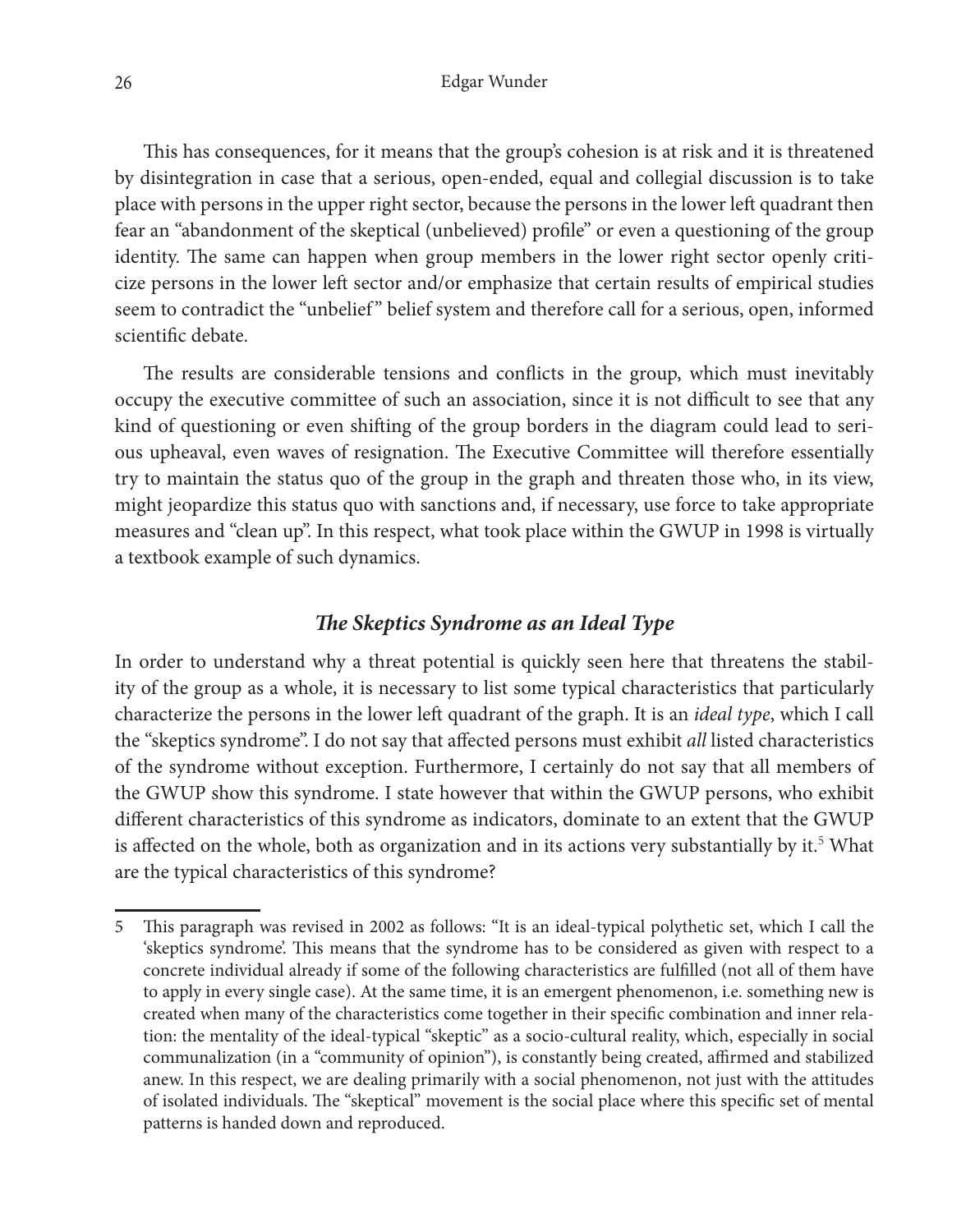This has consequences, for it means that the group's cohesion is at risk and it is threatened by disintegration in case that a serious, open-ended, equal and collegial discussion is to take place with persons in the upper right sector, because the persons in the lower left quadrant then fear an "abandonment of the skeptical (unbelieved) profile" or even a questioning of the group identity. The same can happen when group members in the lower right sector openly criticize persons in the lower left sector and/or emphasize that certain results of empirical studies seem to contradict the "unbelief" belief system and therefore call for a serious, open, informed scientific debate.

The results are considerable tensions and conflicts in the group, which must inevitably occupy the executive committee of such an association, since it is not difficult to see that any kind of questioning or even shifting of the group borders in the diagram could lead to serious upheaval, even waves of resignation. The Executive Committee will therefore essentially try to maintain the status quo of the group in the graph and threaten those who, in its view, might jeopardize this status quo with sanctions and, if necessary, use force to take appropriate measures and "clean up". In this respect, what took place within the GWUP in 1998 is virtually a textbook example of such dynamics.

### *The Skeptics Syndrome as an Ideal Type*

In order to understand why a threat potential is quickly seen here that threatens the stability of the group as a whole, it is necessary to list some typical characteristics that particularly characterize the persons in the lower left quadrant of the graph. It is an *ideal type*, which I call the "skeptics syndrome". I do not say that affected persons must exhibit *all* listed characteristics of the syndrome without exception. Furthermore, I certainly do not say that all members of the GWUP show this syndrome. I state however that within the GWUP persons, who exhibit different characteristics of this syndrome as indicators, dominate to an extent that the GWUP is affected on the whole, both as organization and in its actions very substantially by it.[5] What are the typical characteristics of this syndrome?

---

5 This paragraph was revised in 2002 as follows: "It is an ideal-typical polythetic set, which I call the 'skeptics syndrome'. This means that the syndrome has to be considered as given with respect to a concrete individual already if some of the following characteristics are fulfilled (not all of them have to apply in every single case). At the same time, it is an emergent phenomenon, i.e. something new is created when many of the characteristics come together in their specific combination and inner relation: the mentality of the ideal-typical "skeptic" as a socio-cultural reality, which, especially in social communalization (in a "community of opinion"), is constantly being created, affirmed and stabilized anew. In this respect, we are dealing primarily with a social phenomenon, not just with the attitudes of isolated individuals. The "skeptical" movement is the social place where this specific set of mental patterns is handed down and reproduced.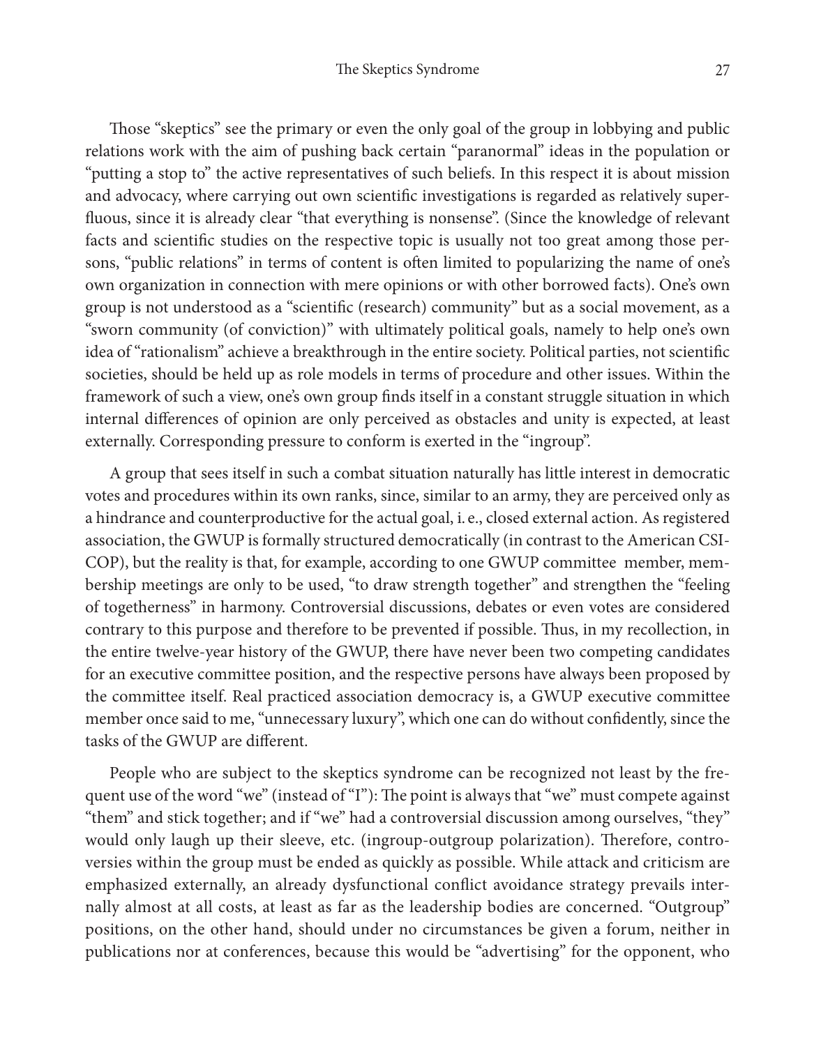Those "skeptics" see the primary or even the only goal of the group in lobbying and public relations work with the aim of pushing back certain "paranormal" ideas in the population or "putting a stop to" the active representatives of such beliefs. In this respect it is about mission and advocacy, where carrying out own scientific investigations is regarded as relatively superfluous, since it is already clear "that everything is nonsense". (Since the knowledge of relevant facts and scientific studies on the respective topic is usually not too great among those persons, "public relations" in terms of content is often limited to popularizing the name of one's own organization in connection with mere opinions or with other borrowed facts). One's own group is not understood as a "scientific (research) community" but as a social movement, as a "sworn community (of conviction)" with ultimately political goals, namely to help one's own idea of "rationalism" achieve a breakthrough in the entire society. Political parties, not scientific societies, should be held up as role models in terms of procedure and other issues. Within the framework of such a view, one's own group finds itself in a constant struggle situation in which internal differences of opinion are only perceived as obstacles and unity is expected, at least externally. Corresponding pressure to conform is exerted in the "ingroup".

A group that sees itself in such a combat situation naturally has little interest in democratic votes and procedures within its own ranks, since, similar to an army, they are perceived only as a hindrance and counterproductive for the actual goal, i. e., closed external action. As registered association, the GWUP is formally structured democratically (in contrast to the American CSICOP), but the reality is that, for example, according to one GWUP committee member, membership meetings are only to be used, "to draw strength together" and strengthen the "feeling of togetherness" in harmony. Controversial discussions, debates or even votes are considered contrary to this purpose and therefore to be prevented if possible. Thus, in my recollection, in the entire twelve-year history of the GWUP, there have never been two competing candidates for an executive committee position, and the respective persons have always been proposed by the committee itself. Real practiced association democracy is, a GWUP executive committee member once said to me, "unnecessary luxury", which one can do without confidently, since the tasks of the GWUP are different.

People who are subject to the skeptics syndrome can be recognized not least by the frequent use of the word "we" (instead of "I"): The point is always that "we" must compete against "them" and stick together; and if "we" had a controversial discussion among ourselves, "they" would only laugh up their sleeve, etc. (ingroup-outgroup polarization). Therefore, controversies within the group must be ended as quickly as possible. While attack and criticism are emphasized externally, an already dysfunctional conflict avoidance strategy prevails internally almost at all costs, at least as far as the leadership bodies are concerned. "Outgroup" positions, on the other hand, should under no circumstances be given a forum, neither in publications nor at conferences, because this would be "advertising" for the opponent, who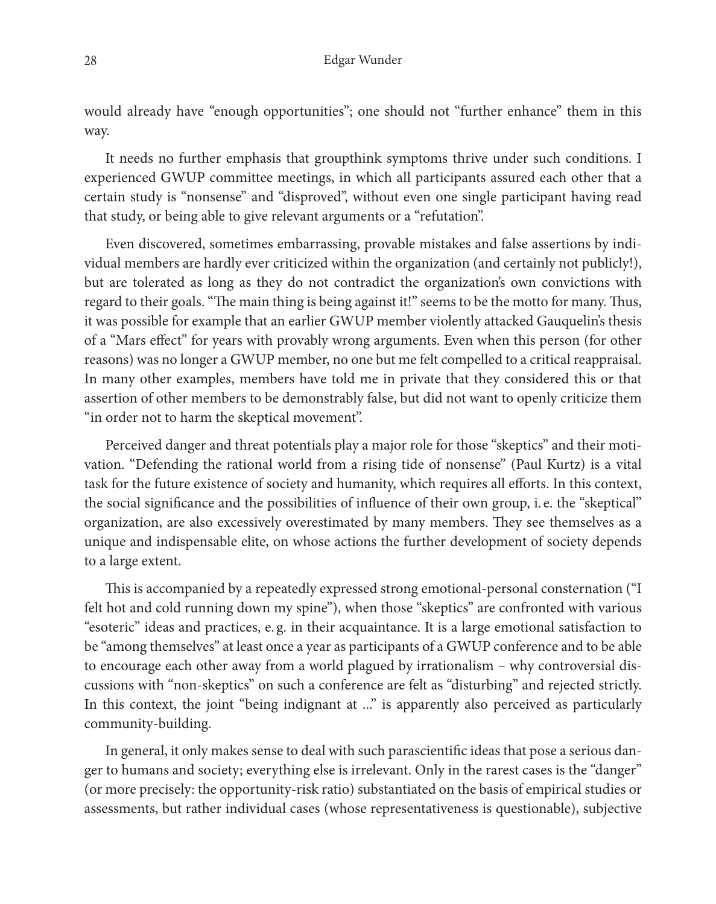would already have "enough opportunities"; one should not "further enhance" them in this way.

It needs no further emphasis that groupthink symptoms thrive under such conditions. I experienced GWUP committee meetings, in which all participants assured each other that a certain study is "nonsense" and "disproved", without even one single participant having read that study, or being able to give relevant arguments or a "refutation".

Even discovered, sometimes embarrassing, provable mistakes and false assertions by individual members are hardly ever criticized within the organization (and certainly not publicly!), but are tolerated as long as they do not contradict the organization's own convictions with regard to their goals. "The main thing is being against it!" seems to be the motto for many. Thus, it was possible for example that an earlier GWUP member violently attacked Gauquelin's thesis of a "Mars effect" for years with provably wrong arguments. Even when this person (for other reasons) was no longer a GWUP member, no one but me felt compelled to a critical reappraisal. In many other examples, members have told me in private that they considered this or that assertion of other members to be demonstrably false, but did not want to openly criticize them "in order not to harm the skeptical movement".

Perceived danger and threat potentials play a major role for those "skeptics" and their motivation. "Defending the rational world from a rising tide of nonsense" (Paul Kurtz) is a vital task for the future existence of society and humanity, which requires all efforts. In this context, the social significance and the possibilities of influence of their own group, i. e. the "skeptical" organization, are also excessively overestimated by many members. They see themselves as a unique and indispensable elite, on whose actions the further development of society depends to a large extent.

This is accompanied by a repeatedly expressed strong emotional-personal consternation ("I felt hot and cold running down my spine"), when those "skeptics" are confronted with various "esoteric" ideas and practices, e. g. in their acquaintance. It is a large emotional satisfaction to be "among themselves" at least once a year as participants of a GWUP conference and to be able to encourage each other away from a world plagued by irrationalism – why controversial discussions with "non-skeptics" on such a conference are felt as "disturbing" and rejected strictly. In this context, the joint "being indignant at ..." is apparently also perceived as particularly community-building.

In general, it only makes sense to deal with such parascientific ideas that pose a serious danger to humans and society; everything else is irrelevant. Only in the rarest cases is the "danger" (or more precisely: the opportunity-risk ratio) substantiated on the basis of empirical studies or assessments, but rather individual cases (whose representativeness is questionable), subjective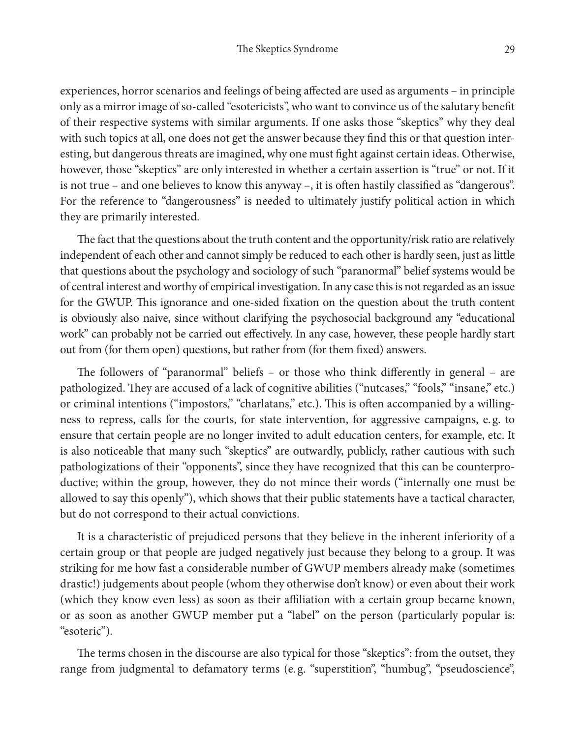experiences, horror scenarios and feelings of being affected are used as arguments – in principle only as a mirror image of so-called "esotericists", who want to convince us of the salutary benefit of their respective systems with similar arguments. If one asks those "skeptics" why they deal with such topics at all, one does not get the answer because they find this or that question interesting, but dangerous threats are imagined, why one must fight against certain ideas. Otherwise, however, those "skeptics" are only interested in whether a certain assertion is "true" or not. If it is not true – and one believes to know this anyway –, it is often hastily classified as "dangerous". For the reference to "dangerousness" is needed to ultimately justify political action in which they are primarily interested.

The fact that the questions about the truth content and the opportunity/risk ratio are relatively independent of each other and cannot simply be reduced to each other is hardly seen, just as little that questions about the psychology and sociology of such "paranormal" belief systems would be of central interest and worthy of empirical investigation. In any case this is not regarded as an issue for the GWUP. This ignorance and one-sided fixation on the question about the truth content is obviously also naive, since without clarifying the psychosocial background any "educational work" can probably not be carried out effectively. In any case, however, these people hardly start out from (for them open) questions, but rather from (for them fixed) answers.

The followers of "paranormal" beliefs – or those who think differently in general – are pathologized. They are accused of a lack of cognitive abilities ("nutcases," "fools," "insane," etc.) or criminal intentions ("impostors," "charlatans," etc.). This is often accompanied by a willingness to repress, calls for the courts, for state intervention, for aggressive campaigns, e.g. to ensure that certain people are no longer invited to adult education centers, for example, etc. It is also noticeable that many such "skeptics" are outwardly, publicly, rather cautious with such pathologizations of their "opponents", since they have recognized that this can be counterproductive; within the group, however, they do not mince their words ("internally one must be allowed to say this openly"), which shows that their public statements have a tactical character, but do not correspond to their actual convictions.

It is a characteristic of prejudiced persons that they believe in the inherent inferiority of a certain group or that people are judged negatively just because they belong to a group. It was striking for me how fast a considerable number of GWUP members already make (sometimes drastic!) judgements about people (whom they otherwise don't know) or even about their work (which they know even less) as soon as their affiliation with a certain group became known, or as soon as another GWUP member put a "label" on the person (particularly popular is: "esoteric").

The terms chosen in the discourse are also typical for those "skeptics": from the outset, they range from judgmental to defamatory terms (e.g. "superstition", "humbug", "pseudoscience",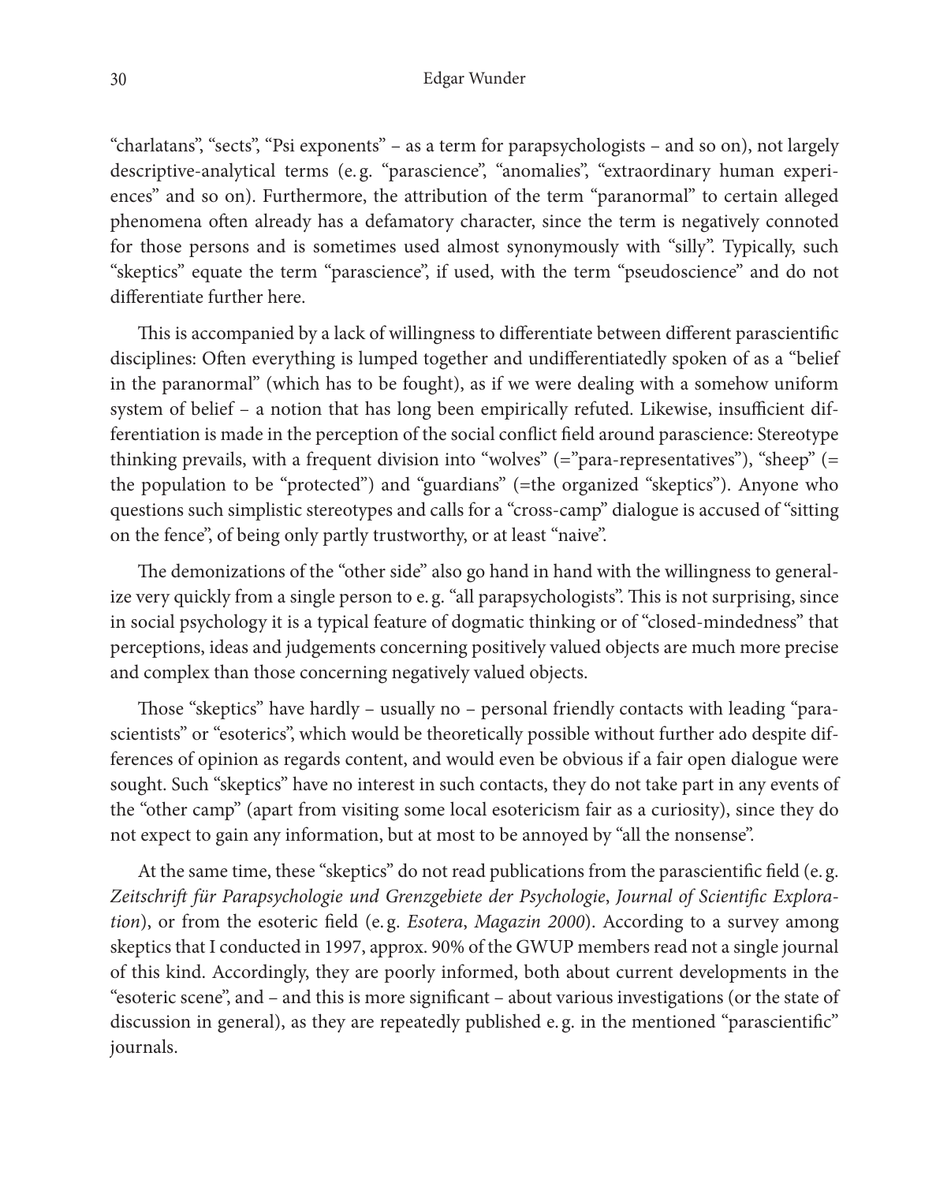"charlatans", "sects", "Psi exponents" – as a term for parapsychologists – and so on), not largely descriptive-analytical terms (e. g. "parascience", "anomalies", "extraordinary human experiences" and so on). Furthermore, the attribution of the term "paranormal" to certain alleged phenomena often already has a defamatory character, since the term is negatively connoted for those persons and is sometimes used almost synonymously with "silly". Typically, such "skeptics" equate the term "parascience", if used, with the term "pseudoscience" and do not differentiate further here.

This is accompanied by a lack of willingness to differentiate between different parascientific disciplines: Often everything is lumped together and undifferentiatedly spoken of as a "belief in the paranormal" (which has to be fought), as if we were dealing with a somehow uniform system of belief – a notion that has long been empirically refuted. Likewise, insufficient differentiation is made in the perception of the social conflict field around parascience: Stereotype thinking prevails, with a frequent division into "wolves" (="para-representatives"), "sheep" (= the population to be "protected") and "guardians" (=the organized "skeptics"). Anyone who questions such simplistic stereotypes and calls for a "cross-camp" dialogue is accused of "sitting on the fence", of being only partly trustworthy, or at least "naive".

The demonizations of the "other side" also go hand in hand with the willingness to generalize very quickly from a single person to e. g. "all parapsychologists". This is not surprising, since in social psychology it is a typical feature of dogmatic thinking or of "closed-mindedness" that perceptions, ideas and judgements concerning positively valued objects are much more precise and complex than those concerning negatively valued objects.

Those "skeptics" have hardly – usually no – personal friendly contacts with leading "parascientists" or "esoterics", which would be theoretically possible without further ado despite differences of opinion as regards content, and would even be obvious if a fair open dialogue were sought. Such "skeptics" have no interest in such contacts, they do not take part in any events of the "other camp" (apart from visiting some local esotericism fair as a curiosity), since they do not expect to gain any information, but at most to be annoyed by "all the nonsense".

At the same time, these "skeptics" do not read publications from the parascientific field (e. g. *Zeitschrift für Parapsychologie und Grenzgebiete der Psychologie*, *Journal of Scientific Exploration*), or from the esoteric field (e. g. *Esotera*, *Magazin 2000*). According to a survey among skeptics that I conducted in 1997, approx. 90% of the GWUP members read not a single journal of this kind. Accordingly, they are poorly informed, both about current developments in the "esoteric scene", and – and this is more significant – about various investigations (or the state of discussion in general), as they are repeatedly published e. g. in the mentioned "parascientific" journals.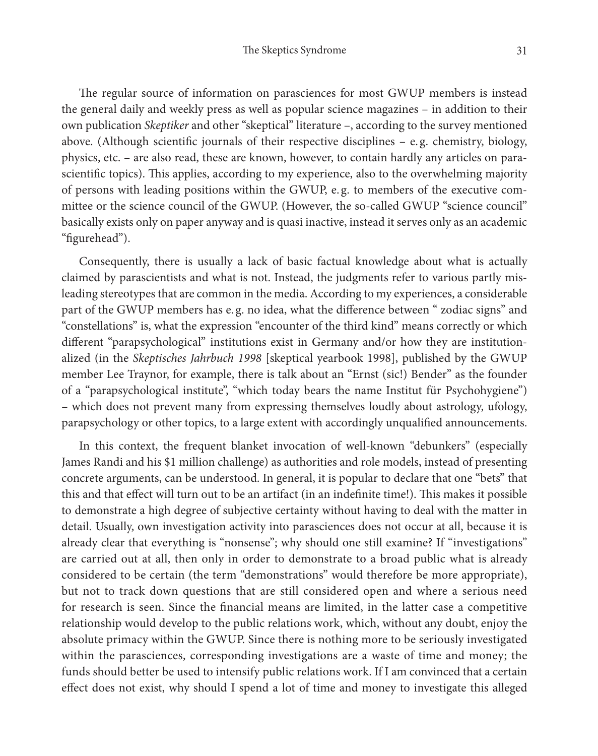The regular source of information on parasciences for most GWUP members is instead the general daily and weekly press as well as popular science magazines – in addition to their own publication *Skeptiker* and other "skeptical" literature –, according to the survey mentioned above. (Although scientific journals of their respective disciplines – e.g. chemistry, biology, physics, etc. – are also read, these are known, however, to contain hardly any articles on parascientific topics). This applies, according to my experience, also to the overwhelming majority of persons with leading positions within the GWUP, e.g. to members of the executive committee or the science council of the GWUP. (However, the so-called GWUP "science council" basically exists only on paper anyway and is quasi inactive, instead it serves only as an academic "figurehead").

Consequently, there is usually a lack of basic factual knowledge about what is actually claimed by parascientists and what is not. Instead, the judgments refer to various partly misleading stereotypes that are common in the media. According to my experiences, a considerable part of the GWUP members has e.g. no idea, what the difference between " zodiac signs" and "constellations" is, what the expression "encounter of the third kind" means correctly or which different "parapsychological" institutions exist in Germany and/or how they are institutionalized (in the *Skeptisches Jahrbuch 1998* [skeptical yearbook 1998], published by the GWUP member Lee Traynor, for example, there is talk about an "Ernst (sic!) Bender" as the founder of a "parapsychological institute", "which today bears the name Institut für Psychohygiene") – which does not prevent many from expressing themselves loudly about astrology, ufology, parapsychology or other topics, to a large extent with accordingly unqualified announcements.

In this context, the frequent blanket invocation of well-known "debunkers" (especially James Randi and his $1 million challenge) as authorities and role models, instead of presenting concrete arguments, can be understood. In general, it is popular to declare that one "bets" that this and that effect will turn out to be an artifact (in an indefinite time!). This makes it possible to demonstrate a high degree of subjective certainty without having to deal with the matter in detail. Usually, own investigation activity into parasciences does not occur at all, because it is already clear that everything is "nonsense"; why should one still examine? If "investigations" are carried out at all, then only in order to demonstrate to a broad public what is already considered to be certain (the term "demonstrations" would therefore be more appropriate), but not to track down questions that are still considered open and where a serious need for research is seen. Since the financial means are limited, in the latter case a competitive relationship would develop to the public relations work, which, without any doubt, enjoy the absolute primacy within the GWUP. Since there is nothing more to be seriously investigated within the parasciences, corresponding investigations are a waste of time and money; the funds should better be used to intensify public relations work. If I am convinced that a certain effect does not exist, why should I spend a lot of time and money to investigate this alleged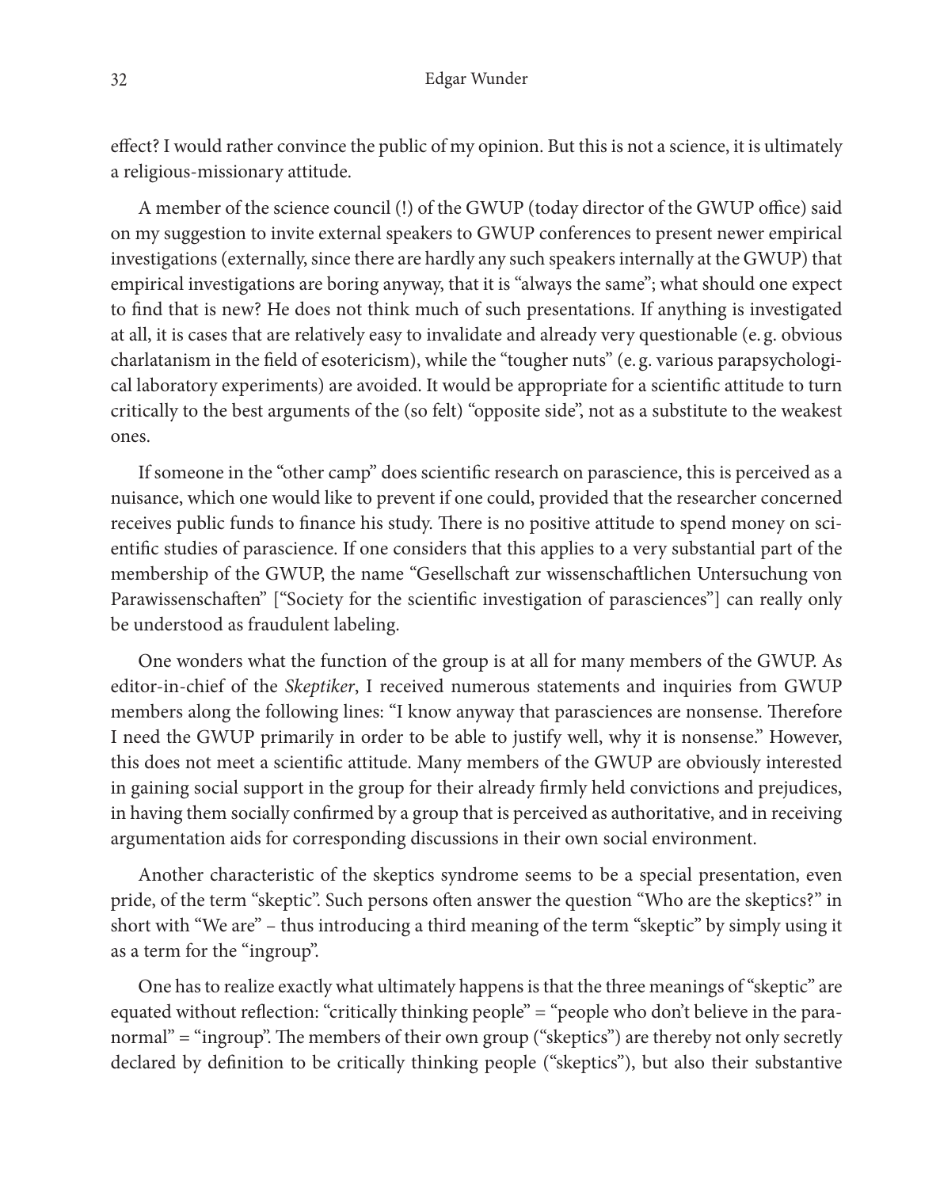effect? I would rather convince the public of my opinion. But this is not a science, it is ultimately a religious-missionary attitude.

A member of the science council (!) of the GWUP (today director of the GWUP office) said on my suggestion to invite external speakers to GWUP conferences to present newer empirical investigations (externally, since there are hardly any such speakers internally at the GWUP) that empirical investigations are boring anyway, that it is "always the same"; what should one expect to find that is new? He does not think much of such presentations. If anything is investigated at all, it is cases that are relatively easy to invalidate and already very questionable (e. g. obvious charlatanism in the field of esotericism), while the "tougher nuts" (e. g. various parapsychological laboratory experiments) are avoided. It would be appropriate for a scientific attitude to turn critically to the best arguments of the (so felt) "opposite side", not as a substitute to the weakest ones.

If someone in the "other camp" does scientific research on parascience, this is perceived as a nuisance, which one would like to prevent if one could, provided that the researcher concerned receives public funds to finance his study. There is no positive attitude to spend money on scientific studies of parascience. If one considers that this applies to a very substantial part of the membership of the GWUP, the name "Gesellschaft zur wissenschaftlichen Untersuchung von Parawissenschaften" ["Society for the scientific investigation of parasciences"] can really only be understood as fraudulent labeling.

One wonders what the function of the group is at all for many members of the GWUP. As editor-in-chief of the *Skeptiker*, I received numerous statements and inquiries from GWUP members along the following lines: "I know anyway that parasciences are nonsense. Therefore I need the GWUP primarily in order to be able to justify well, why it is nonsense." However, this does not meet a scientific attitude. Many members of the GWUP are obviously interested in gaining social support in the group for their already firmly held convictions and prejudices, in having them socially confirmed by a group that is perceived as authoritative, and in receiving argumentation aids for corresponding discussions in their own social environment.

Another characteristic of the skeptics syndrome seems to be a special presentation, even pride, of the term "skeptic". Such persons often answer the question "Who are the skeptics?" in short with "We are" – thus introducing a third meaning of the term "skeptic" by simply using it as a term for the "ingroup".

One has to realize exactly what ultimately happens is that the three meanings of "skeptic" are equated without reflection: "critically thinking people" = "people who don't believe in the paranormal" = "ingroup". The members of their own group ("skeptics") are thereby not only secretly declared by definition to be critically thinking people ("skeptics"), but also their substantive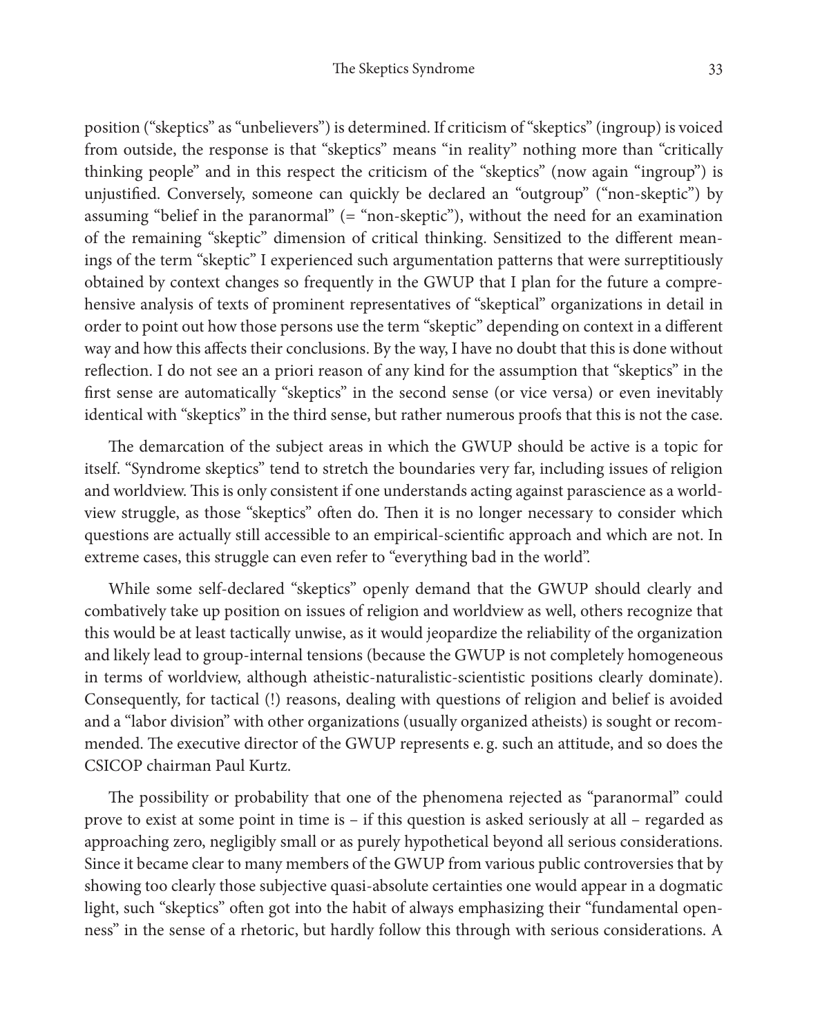position (“skeptics” as “unbelievers”) is determined. If criticism of “skeptics” (ingroup) is voiced from outside, the response is that “skeptics” means “in reality” nothing more than “critically thinking people” and in this respect the criticism of the “skeptics” (now again “ingroup”) is unjustified. Conversely, someone can quickly be declared an “outgroup” (“non-skeptic”) by assuming “belief in the paranormal” (= “non-skeptic”), without the need for an examination of the remaining “skeptic” dimension of critical thinking. Sensitized to the different meanings of the term “skeptic” I experienced such argumentation patterns that were surreptitiously obtained by context changes so frequently in the GWUP that I plan for the future a comprehensive analysis of texts of prominent representatives of “skeptical” organizations in detail in order to point out how those persons use the term “skeptic” depending on context in a different way and how this affects their conclusions. By the way, I have no doubt that this is done without reflection. I do not see an a priori reason of any kind for the assumption that “skeptics” in the first sense are automatically “skeptics” in the second sense (or vice versa) or even inevitably identical with “skeptics” in the third sense, but rather numerous proofs that this is not the case.

The demarcation of the subject areas in which the GWUP should be active is a topic for itself. “Syndrome skeptics” tend to stretch the boundaries very far, including issues of religion and worldview. This is only consistent if one understands acting against parascience as a worldview struggle, as those “skeptics” often do. Then it is no longer necessary to consider which questions are actually still accessible to an empirical-scientific approach and which are not. In extreme cases, this struggle can even refer to “everything bad in the world”.

While some self-declared “skeptics” openly demand that the GWUP should clearly and combatively take up position on issues of religion and worldview as well, others recognize that this would be at least tactically unwise, as it would jeopardize the reliability of the organization and likely lead to group-internal tensions (because the GWUP is not completely homogeneous in terms of worldview, although atheistic-naturalistic-scientistic positions clearly dominate). Consequently, for tactical (!) reasons, dealing with questions of religion and belief is avoided and a “labor division” with other organizations (usually organized atheists) is sought or recommended. The executive director of the GWUP represents e. g. such an attitude, and so does the CSICOP chairman Paul Kurtz.

The possibility or probability that one of the phenomena rejected as “paranormal” could prove to exist at some point in time is – if this question is asked seriously at all – regarded as approaching zero, negligibly small or as purely hypothetical beyond all serious considerations. Since it became clear to many members of the GWUP from various public controversies that by showing too clearly those subjective quasi-absolute certainties one would appear in a dogmatic light, such “skeptics” often got into the habit of always emphasizing their “fundamental openness” in the sense of a rhetoric, but hardly follow this through with serious considerations. A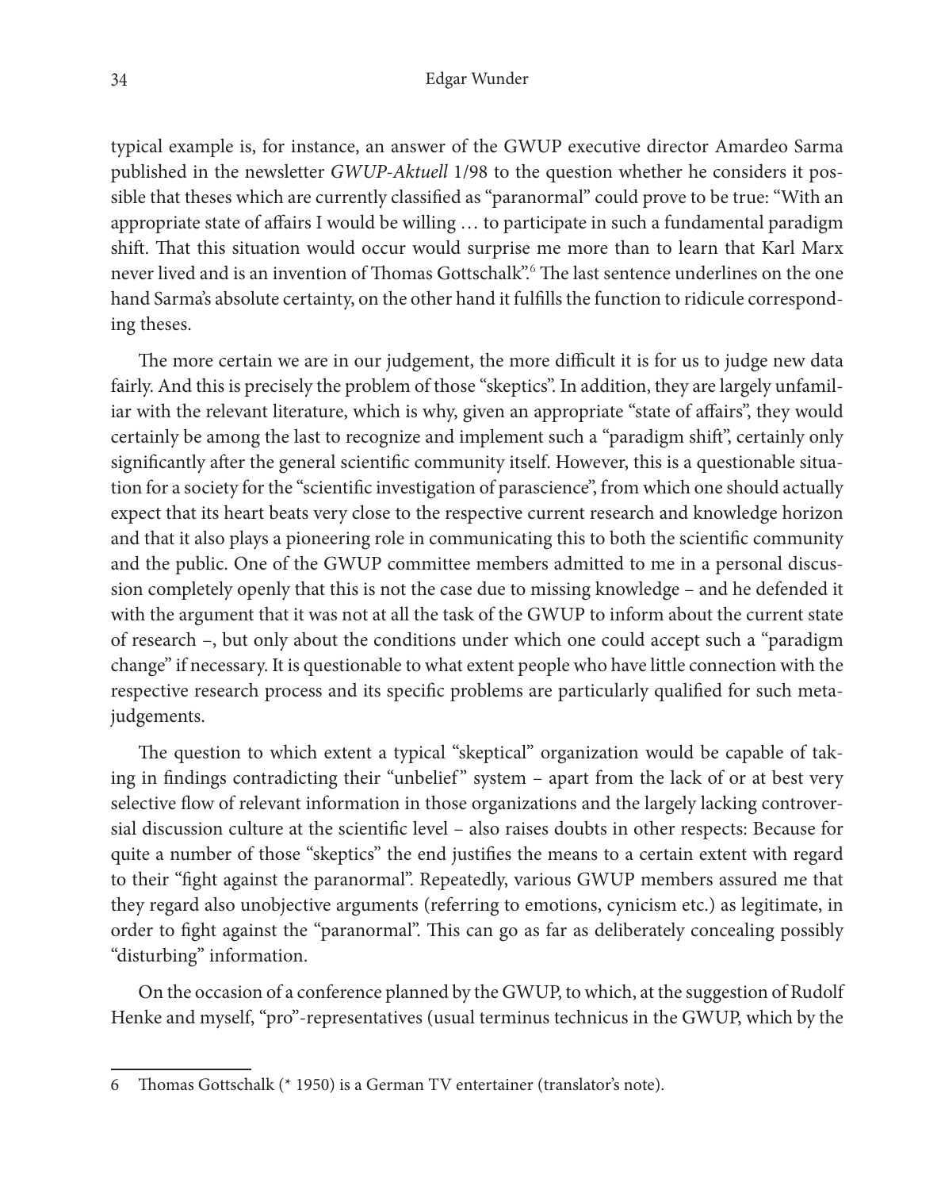typical example is, for instance, an answer of the GWUP executive director Amardeo Sarma published in the newsletter *GWUP-Aktuell* 1/98 to the question whether he considers it possible that theses which are currently classified as "paranormal" could prove to be true: "With an appropriate state of affairs I would be willing … to participate in such a fundamental paradigm shift. That this situation would occur would surprise me more than to learn that Karl Marx never lived and is an invention of Thomas Gottschalk".[6] The last sentence underlines on the one hand Sarma's absolute certainty, on the other hand it fulfills the function to ridicule corresponding theses.

The more certain we are in our judgement, the more difficult it is for us to judge new data fairly. And this is precisely the problem of those "skeptics". In addition, they are largely unfamiliar with the relevant literature, which is why, given an appropriate "state of affairs", they would certainly be among the last to recognize and implement such a "paradigm shift", certainly only significantly after the general scientific community itself. However, this is a questionable situation for a society for the "scientific investigation of parascience", from which one should actually expect that its heart beats very close to the respective current research and knowledge horizon and that it also plays a pioneering role in communicating this to both the scientific community and the public. One of the GWUP committee members admitted to me in a personal discussion completely openly that this is not the case due to missing knowledge – and he defended it with the argument that it was not at all the task of the GWUP to inform about the current state of research –, but only about the conditions under which one could accept such a "paradigm change" if necessary. It is questionable to what extent people who have little connection with the respective research process and its specific problems are particularly qualified for such meta-judgements.

The question to which extent a typical "skeptical" organization would be capable of taking in findings contradicting their "unbelief" system – apart from the lack of or at best very selective flow of relevant information in those organizations and the largely lacking controversial discussion culture at the scientific level – also raises doubts in other respects: Because for quite a number of those "skeptics" the end justifies the means to a certain extent with regard to their "fight against the paranormal". Repeatedly, various GWUP members assured me that they regard also unobjective arguments (referring to emotions, cynicism etc.) as legitimate, in order to fight against the "paranormal". This can go as far as deliberately concealing possibly "disturbing" information.

On the occasion of a conference planned by the GWUP, to which, at the suggestion of Rudolf Henke and myself, "pro"-representatives (usual terminus technicus in the GWUP, which by the

---

6 Thomas Gottschalk (* 1950) is a German TV entertainer (translator's note).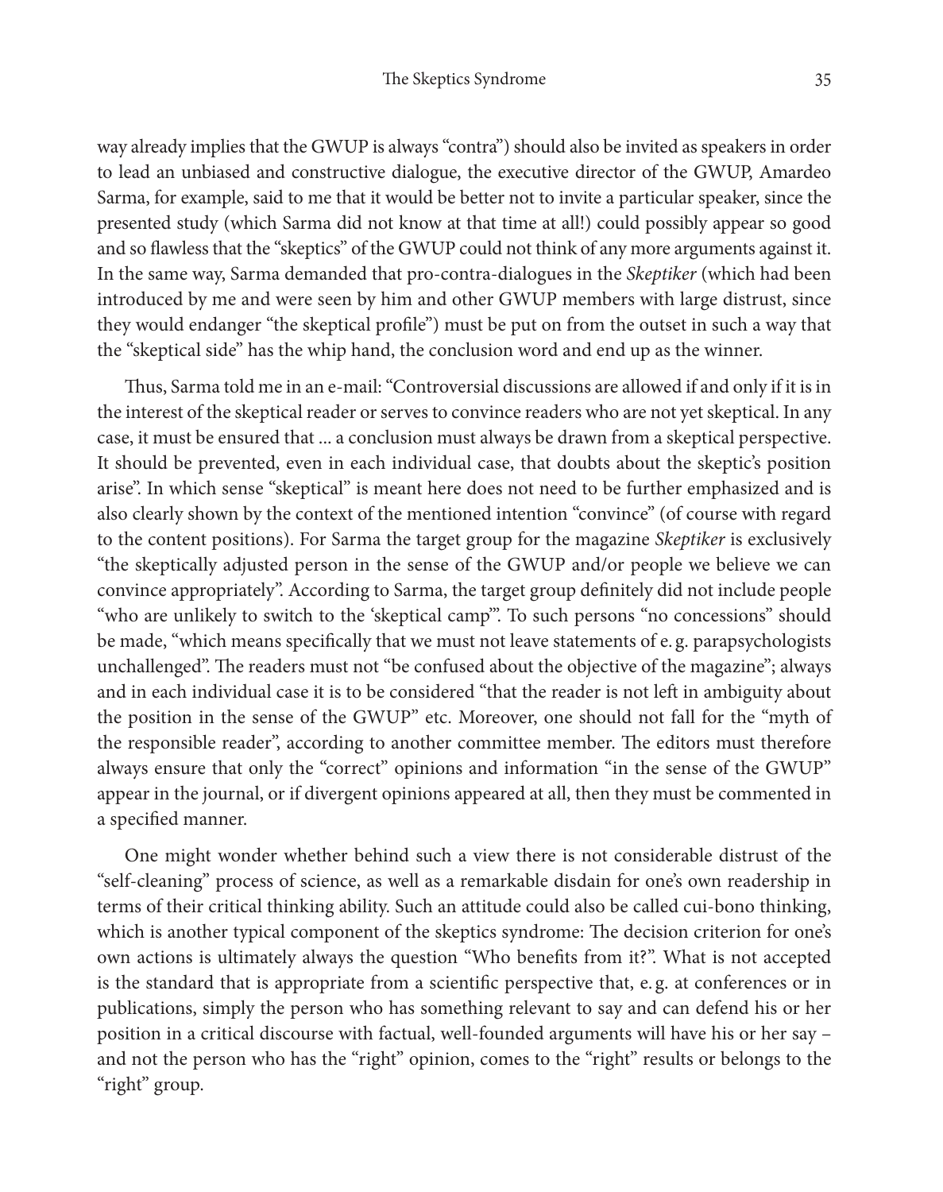way already implies that the GWUP is always "contra") should also be invited as speakers in order to lead an unbiased and constructive dialogue, the executive director of the GWUP, Amardeo Sarma, for example, said to me that it would be better not to invite a particular speaker, since the presented study (which Sarma did not know at that time at all!) could possibly appear so good and so flawless that the "skeptics" of the GWUP could not think of any more arguments against it. In the same way, Sarma demanded that pro-contra-dialogues in the *Skeptiker* (which had been introduced by me and were seen by him and other GWUP members with large distrust, since they would endanger "the skeptical profile") must be put on from the outset in such a way that the "skeptical side" has the whip hand, the conclusion word and end up as the winner.

Thus, Sarma told me in an e-mail: "Controversial discussions are allowed if and only if it is in the interest of the skeptical reader or serves to convince readers who are not yet skeptical. In any case, it must be ensured that ... a conclusion must always be drawn from a skeptical perspective. It should be prevented, even in each individual case, that doubts about the skeptic's position arise". In which sense "skeptical" is meant here does not need to be further emphasized and is also clearly shown by the context of the mentioned intention "convince" (of course with regard to the content positions). For Sarma the target group for the magazine *Skeptiker* is exclusively "the skeptically adjusted person in the sense of the GWUP and/or people we believe we can convince appropriately". According to Sarma, the target group definitely did not include people "who are unlikely to switch to the 'skeptical camp'". To such persons "no concessions" should be made, "which means specifically that we must not leave statements of e. g. parapsychologists unchallenged". The readers must not "be confused about the objective of the magazine"; always and in each individual case it is to be considered "that the reader is not left in ambiguity about the position in the sense of the GWUP" etc. Moreover, one should not fall for the "myth of the responsible reader", according to another committee member. The editors must therefore always ensure that only the "correct" opinions and information "in the sense of the GWUP" appear in the journal, or if divergent opinions appeared at all, then they must be commented in a specified manner.

One might wonder whether behind such a view there is not considerable distrust of the "self-cleaning" process of science, as well as a remarkable disdain for one's own readership in terms of their critical thinking ability. Such an attitude could also be called cui-bono thinking, which is another typical component of the skeptics syndrome: The decision criterion for one's own actions is ultimately always the question "Who benefits from it?". What is not accepted is the standard that is appropriate from a scientific perspective that, e. g. at conferences or in publications, simply the person who has something relevant to say and can defend his or her position in a critical discourse with factual, well-founded arguments will have his or her say – and not the person who has the "right" opinion, comes to the "right" results or belongs to the "right" group.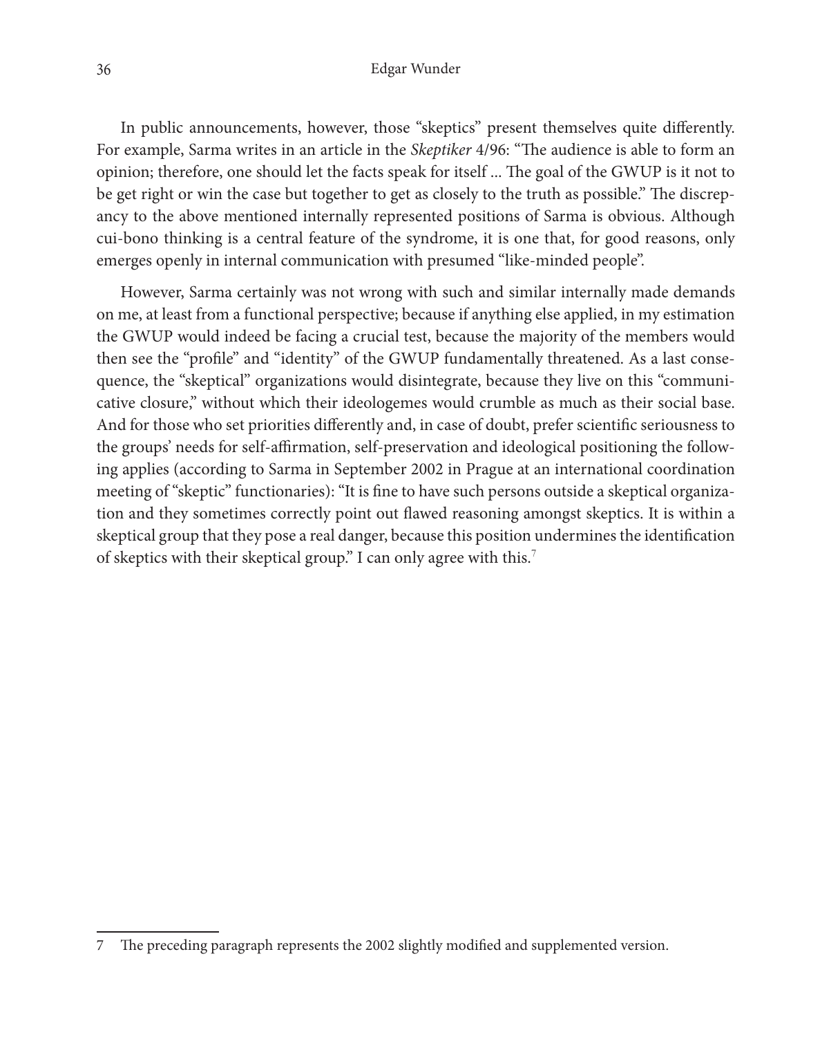In public announcements, however, those "skeptics" present themselves quite differently. For example, Sarma writes in an article in the *Skeptiker* 4/96: "The audience is able to form an opinion; therefore, one should let the facts speak for itself ... The goal of the GWUP is it not to be get right or win the case but together to get as closely to the truth as possible." The discrepancy to the above mentioned internally represented positions of Sarma is obvious. Although cui-bono thinking is a central feature of the syndrome, it is one that, for good reasons, only emerges openly in internal communication with presumed "like-minded people".

However, Sarma certainly was not wrong with such and similar internally made demands on me, at least from a functional perspective; because if anything else applied, in my estimation the GWUP would indeed be facing a crucial test, because the majority of the members would then see the "profile" and "identity" of the GWUP fundamentally threatened. As a last consequence, the "skeptical" organizations would disintegrate, because they live on this "communicative closure," without which their ideologemes would crumble as much as their social base. And for those who set priorities differently and, in case of doubt, prefer scientific seriousness to the groups' needs for self-affirmation, self-preservation and ideological positioning the following applies (according to Sarma in September 2002 in Prague at an international coordination meeting of "skeptic" functionaries): "It is fine to have such persons outside a skeptical organization and they sometimes correctly point out flawed reasoning amongst skeptics. It is within a skeptical group that they pose a real danger, because this position undermines the identification of skeptics with their skeptical group." I can only agree with this.[7]

---

7 The preceding paragraph represents the 2002 slightly modified and supplemented version.